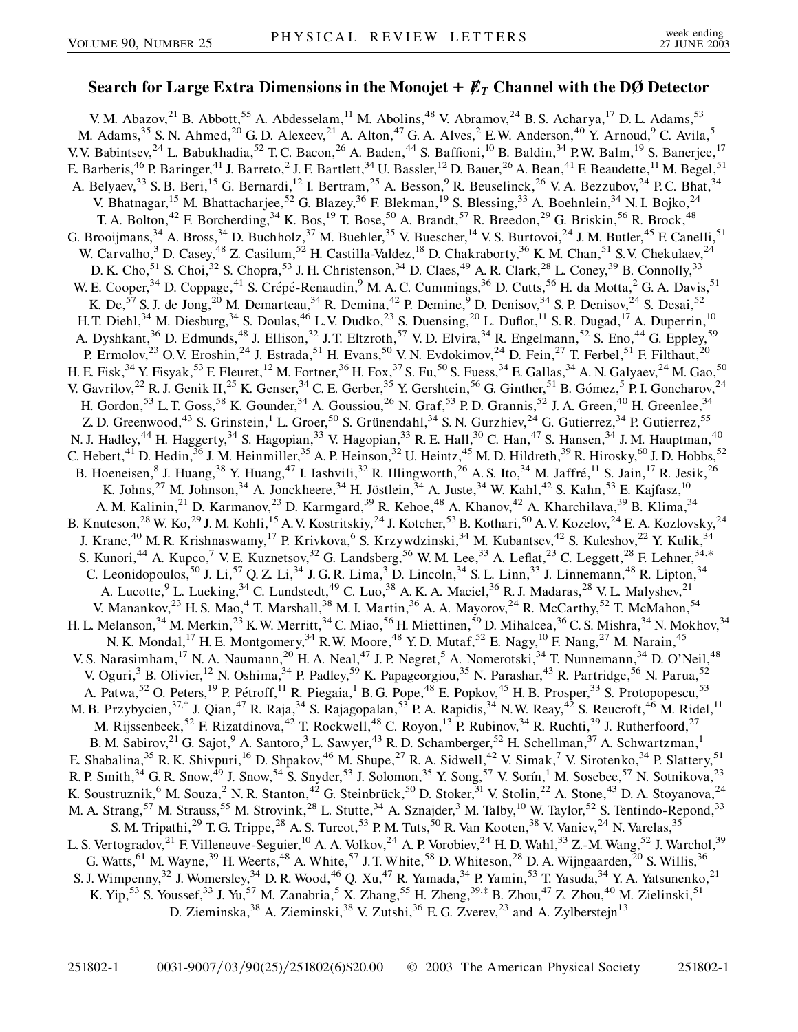# Search for Large Extra Dimensions in the Monojet + $\not\!\!E_T$ Channel with the DØ Detector

V. M. Abazov,[21] B. Abbott,[55] A. Abdesselam,[11] M. Abolins,[48] V. Abramov,[24] B. S. Acharya,[17] D. L. Adams,[53] M. Adams,[35] S. N. Ahmed,[20] G. D. Alexeev,[21] A. Alton,[47] G. A. Alves,[2] E.W. Anderson,[40] Y. Arnoud,[9] C. Avila,[5] V.V. Babintsev,[24] L. Babukhadia,[52] T. C. Bacon,[26] A. Baden,[44] S. Baffioni,[10] B. Baldin,[34] P.W. Balm,[19] S. Banerjee,[17] E. Barberis,[46] P. Baringer,[41] J. Barreto,[2] J. F. Bartlett,[34] U. Bassler,[12] D. Bauer,[26] A. Bean,[41] F. Beaudette,[11] M. Begel,[51] A. Belyaev,[33] S. B. Beri,[15] G. Bernardi,[12] I. Bertram,[25] A. Besson,[9] R. Beuselinck,[26] V. A. Bezzubov,[24] P. C. Bhat,[34] V. Bhatnagar,[15] M. Bhattacharjee,[52] G. Blazey,[36] F. Blekman,[19] S. Blessing,[33] A. Boehnlein,[34] N. I. Bojko,[24] T. A. Bolton,[42] F. Borcherding,[34] K. Bos,[19] T. Bose,[50] A. Brandt,[57] R. Breedon,[29] G. Briskin,[56] R. Brock,[48] G. Brooijmans,[34] A. Bross,[34] D. Buchholz,[37] M. Buehler,[35] V. Buescher,[14] V. S. Burtovoi,[24] J. M. Butler,[45] F. Canelli,[51] W. Carvalho,[3] D. Casey,[48] Z. Casilum,[52] H. Castilla-Valdez,[18] D. Chakraborty,[36] K. M. Chan,[51] S.V. Chekulaev,[24] D. K. Cho,[51] S. Choi,[32] S. Chopra,[53] J. H. Christenson,[34] D. Claes,[49] A. R. Clark,[28] L. Coney,[39] B. Connolly,[33] W. E. Cooper,[34] D. Coppage,[41] S. Crépé-Renaudin,[9] M. A. C. Cummings,[36] D. Cutts,[56] H. da Motta,[2] G. A. Davis,[51] K. De,[57] S. J. de Jong,[20] M. Demarteau,[34] R. Demina,[42] P. Demine,[9] D. Denisov,[34] S. P. Denisov,[24] S. Desai,[52] H.T. Diehl,[34] M. Diesburg,[34] S. Doulas,[46] L.V. Dudko,[23] S. Duensing,[20] L. Duflot,[11] S. R. Dugad,[17] A. Duperrin,[10] A. Dyshkant,[36] D. Edmunds,[48] J. Ellison,[32] J. T. Eltzroth,[57] V. D. Elvira,[34] R. Engelmann,[52] S. Eno,[44] G. Eppley,[59] P. Ermolov,[23] O.V. Eroshin,[24] J. Estrada,[51] H. Evans,[50] V. N. Evdokimov,[24] D. Fein,[27] T. Ferbel,[51] F. Filthaut,[20] H. E. Fisk,[34] Y. Fisyak,[53] F. Fleuret,[12] M. Fortner,[36] H. Fox,[37] S. Fu,[50] S. Fuess,[34] E. Gallas,[34] A. N. Galyaev,[24] M. Gao,[50] V. Gavrilov,[22] R. J. Genik II,[25] K. Genser,[34] C. E. Gerber,[35] Y. Gershtein,[56] G. Ginther,[51] B. Gómez,[5] P. I. Goncharov,[24] H. Gordon,[53] L. T. Goss,[58] K. Gounder,[34] A. Goussiou,[26] N. Graf,[53] P. D. Grannis,[52] J. A. Green,[40] H. Greenlee,[34] Z. D. Greenwood,[43] S. Grinstein,[1] L. Groer,[50] S. Grünendahl,[34] S. N. Gurzhiev,[24] G. Gutierrez,[34] P. Gutierrez,[55] N. J. Hadley,[44] H. Haggerty,[34] S. Hagopian,[33] V. Hagopian,[33] R. E. Hall,[30] C. Han,[47] S. Hansen,[34] J. M. Hauptman,[40] C. Hebert,[41] D. Hedin,[36] J. M. Heinmiller,[35] A. P. Heinson,[32] U. Heintz,[45] M. D. Hildreth,[39] R. Hirosky,[60] J. D. Hobbs,[52] B. Hoeneisen,[8] J. Huang,[38] Y. Huang,[47] I. Iashvili,[32] R. Illingworth,[26] A. S. Ito,[34] M. Jaffré,[11] S. Jain,[17] R. Jesik,[26] K. Johns,[27] M. Johnson,[34] A. Jonckheere,[34] H. Jöstlein,[34] A. Juste,[34] W. Kahl,[42] S. Kahn,[53] E. Kajfasz,[10] A. M. Kalinin,[21] D. Karmanov,[23] D. Karmgard,[39] R. Kehoe,[48] A. Khanov,[42] A. Kharchilava,[39] B. Klima,[34] B. Knuteson,[28] W. Ko,[29] J. M. Kohli,[15] A.V. Kostritskiy,[24] J. Kotcher,[53] B. Kothari,[50] A.V. Kozelov,[24] E. A. Kozlovsky,[24] J. Krane,[40] M. R. Krishnaswamy,[17] P. Krivkova,[6] S. Krzywdzinski,[34] M. Kubantsev,[42] S. Kuleshov,[22] Y. Kulik,[34] S. Kunori,[44] A. Kupco,[7] V. E. Kuznetsov,[32] G. Landsberg,[56] W. M. Lee,[33] A. Leflat,[23] C. Leggett,[28] F. Lehner,[34,*] C. Leonidopoulos,[50] J. Li,[57] Q. Z. Li,[34] J. G. R. Lima,[3] D. Lincoln,[34] S. L. Linn,[33] J. Linnemann,[48] R. Lipton,[34] A. Lucotte,[9] L. Lueking,[34] C. Lundstedt,[49] C. Luo,[38] A. K. A. Maciel,[36] R. J. Madaras,[28] V. L. Malyshev,[21] V. Manankov,[23] H. S. Mao,[4] T. Marshall,[38] M. I. Martin,[36] A. A. Mayorov,[24] R. McCarthy,[52] T. McMahon,[54] H. L. Melanson,[34] M. Merkin,[23] K.W. Merritt,[34] C. Miao,[56] H. Miettinen,[59] D. Mihalcea,[36] C. S. Mishra,[34] N. Mokhov,[34] N. K. Mondal,[17] H. E. Montgomery,[34] R.W. Moore,[48] Y. D. Mutaf,[52] E. Nagy,[10] F. Nang,[27] M. Narain,[45] V. S. Narasimham,[17] N. A. Naumann,[20] H. A. Neal,[47] J. P. Negret,[5] A. Nomerotski,[34] T. Nunnemann,[34] D. O'Neil,[48] V. Oguri,[3] B. Olivier,[12] N. Oshima,[34] P. Padley,[59] K. Papageorgiou,[35] N. Parashar,[43] R. Partridge,[56] N. Parua,[52] A. Patwa,[52] O. Peters,[19] P. Pétroff,[11] R. Piegaia,[1] B. G. Pope,[48] E. Popkov,[45] H. B. Prosper,[33] S. Protopopescu,[53] M. B. Przybycien,[37,†] J. Qian,[47] R. Raja,[34] S. Rajagopalan,[53] P. A. Rapidis,[34] N.W. Reay,[42] S. Reucroft,[46] M. Ridel,[11] M. Rijssenbeek,[52] F. Rizatdinova,[42] T. Rockwell,[48] C. Royon,[13] P. Rubinov,[34] R. Ruchti,[39] J. Rutherfoord,[27] B. M. Sabirov,[21] G. Sajot,[9] A. Santoro,[3] L. Sawyer,[43] R. D. Schamberger,[52] H. Schellman,[37] A. Schwartzman,[1] E. Shabalina,[35] R. K. Shivpuri,[16] D. Shpakov,[46] M. Shupe,[27] R. A. Sidwell,[42] V. Simak,[7] V. Sirotenko,[34] P. Slattery,[51] R. P. Smith,[34] G. R. Snow,[49] J. Snow,[54] S. Snyder,[53] J. Solomon,[35] Y. Song,[57] V. Sorín,[1] M. Sosebee,[57] N. Sotnikova,[23] K. Soustruznik,[6] M. Souza,[2] N. R. Stanton,[42] G. Steinbrück,[50] D. Stoker,[31] V. Stolin,[22] A. Stone,[43] D. A. Stoyanova,[24] M. A. Strang,[57] M. Strauss,[55] M. Strovink,[28] L. Stutte,[34] A. Sznajder,[3] M. Talby,[10] W. Taylor,[52] S. Tentindo-Repond,[33] S. M. Tripathi,[29] T. G. Trippe,[28] A. S. Turcot,[53] P. M. Tuts,[50] R. Van Kooten,[38] V. Vaniev,[24] N. Varelas,[35] L. S. Vertogradov,[21] F. Villeneuve-Seguier,[10] A. A. Volkov,[24] A. P. Vorobiev,[24] H. D. Wahl,[33] Z.-M. Wang,[52] J. Warchol,[39] G. Watts,[61] M. Wayne,[39] H. Weerts,[48] A. White,[57] J. T. White,[58] D. Whiteson,[28] D. A. Wijngaarden,[20] S. Willis,[36] S. J. Wimpenny,[32] J. Womersley,[34] D. R. Wood,[46] Q. Xu,[47] R. Yamada,[34] P. Yamin,[53] T. Yasuda,[34] Y. A. Yatsunenko,[21] K. Yip,[53] S. Youssef,[33] J. Yu,[57] M. Zanabria,[5] X. Zhang,[55] H. Zheng,[39,‡] B. Zhou,[47] Z. Zhou,[40] M. Zielinski,[51] D. Zieminska,[38] A. Zieminski,[38] V. Zutshi,[36] E. G. Zverev,[23] and A. Zylberstejn[13]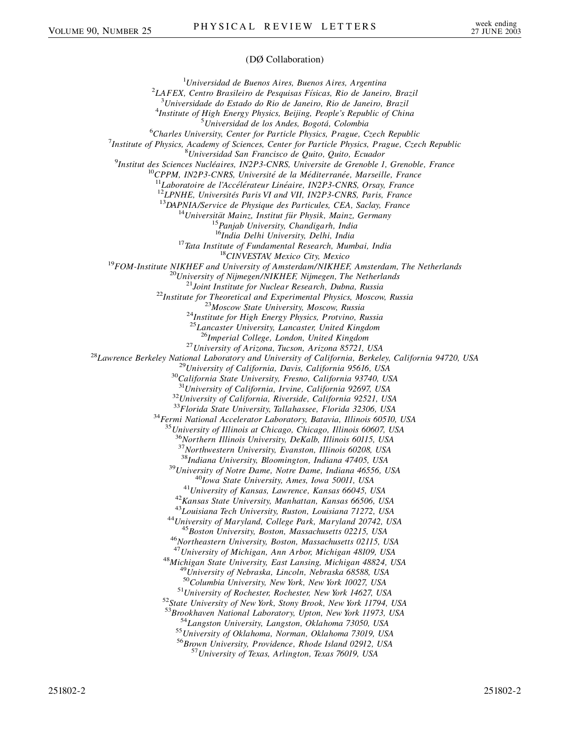(DØ Collaboration)

[1]*Universidad de Buenos Aires, Buenos Aires, Argentina*
[2]*LAFEX, Centro Brasileiro de Pesquisas Físicas, Rio de Janeiro, Brazil*
[3]*Universidade do Estado do Rio de Janeiro, Rio de Janeiro, Brazil*
[4]*Institute of High Energy Physics, Beijing, People's Republic of China*
[5]*Universidad de los Andes, Bogotá, Colombia*
[6]*Charles University, Center for Particle Physics, Prague, Czech Republic*
[7]*Institute of Physics, Academy of Sciences, Center for Particle Physics, Prague, Czech Republic*
[8]*Universidad San Francisco de Quito, Quito, Ecuador*
[9]*Institut des Sciences Nucléaires, IN2P3-CNRS, Universite de Grenoble 1, Grenoble, France*
[10]*CPPM, IN2P3-CNRS, Université de la Méditerranée, Marseille, France*
[11]*Laboratoire de l'Accélérateur Linéaire, IN2P3-CNRS, Orsay, France*
[12]*LPNHE, Universités Paris VI and VII, IN2P3-CNRS, Paris, France*
[13]*DAPNIA/Service de Physique des Particules, CEA, Saclay, France*
[14]*Universität Mainz, Institut für Physik, Mainz, Germany*
[15]*Panjab University, Chandigarh, India*
[16]*India Delhi University, Delhi, India*
[17]*Tata Institute of Fundamental Research, Mumbai, India*
[18]*CINVESTAV, Mexico City, Mexico*
[19]*FOM-Institute NIKHEF and University of Amsterdam/NIKHEF, Amsterdam, The Netherlands*
[20]*University of Nijmegen/NIKHEF, Nijmegen, The Netherlands*
[21]*Joint Institute for Nuclear Research, Dubna, Russia*
[22]*Institute for Theoretical and Experimental Physics, Moscow, Russia*
[23]*Moscow State University, Moscow, Russia*
[24]*Institute for High Energy Physics, Protvino, Russia*
[25]*Lancaster University, Lancaster, United Kingdom*
[26]*Imperial College, London, United Kingdom*
[27]*University of Arizona, Tucson, Arizona 85721, USA*
[28]*Lawrence Berkeley National Laboratory and University of California, Berkeley, California 94720, USA*
[29]*University of California, Davis, California 95616, USA*
[30]*California State University, Fresno, California 93740, USA*
[31]*University of California, Irvine, California 92697, USA*
[32]*University of California, Riverside, California 92521, USA*
[33]*Florida State University, Tallahassee, Florida 32306, USA*
[34]*Fermi National Accelerator Laboratory, Batavia, Illinois 60510, USA*
[35]*University of Illinois at Chicago, Chicago, Illinois 60607, USA*
[36]*Northern Illinois University, DeKalb, Illinois 60115, USA*
[37]*Northwestern University, Evanston, Illinois 60208, USA*
[38]*Indiana University, Bloomington, Indiana 47405, USA*
[39]*University of Notre Dame, Notre Dame, Indiana 46556, USA*
[40]*Iowa State University, Ames, Iowa 50011, USA*
[41]*University of Kansas, Lawrence, Kansas 66045, USA*
[42]*Kansas State University, Manhattan, Kansas 66506, USA*
[43]*Louisiana Tech University, Ruston, Louisiana 71272, USA*
[44]*University of Maryland, College Park, Maryland 20742, USA*
[45]*Boston University, Boston, Massachusetts 02215, USA*
[46]*Northeastern University, Boston, Massachusetts 02115, USA*
[47]*University of Michigan, Ann Arbor, Michigan 48109, USA*
[48]*Michigan State University, East Lansing, Michigan 48824, USA*
[49]*University of Nebraska, Lincoln, Nebraska 68588, USA*
[50]*Columbia University, New York, New York 10027, USA*
[51]*University of Rochester, Rochester, New York 14627, USA*
[52]*State University of New York, Stony Brook, New York 11794, USA*
[53]*Brookhaven National Laboratory, Upton, New York 11973, USA*
[54]*Langston University, Langston, Oklahoma 73050, USA*
[55]*University of Oklahoma, Norman, Oklahoma 73019, USA*
[56]*Brown University, Providence, Rhode Island 02912, USA*
[57]*University of Texas, Arlington, Texas 76019, USA*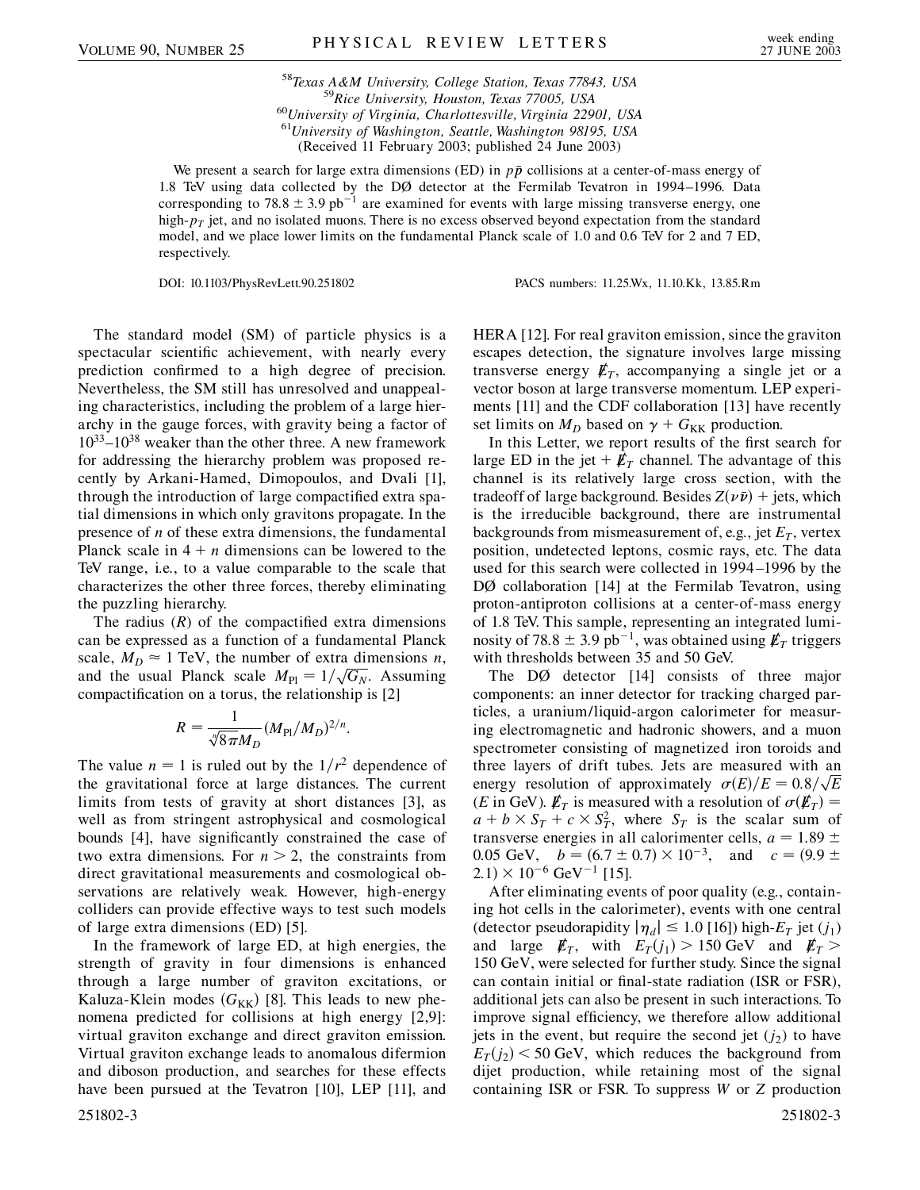[58]*Texas A&M University, College Station, Texas 77843, USA*
[59]*Rice University, Houston, Texas 77005, USA*
[60]*University of Virginia, Charlottesville, Virginia 22901, USA*
[61]*University of Washington, Seattle, Washington 98195, USA*
(Received 11 February 2003; published 24 June 2003)

We present a search for large extra dimensions (ED) in $p\bar{p}$ collisions at a center-of-mass energy of 1.8 TeV using data collected by the DØ detector at the Fermilab Tevatron in 1994–1996. Data corresponding to $78.8 \pm 3.9$ pb$^{-1}$ are examined for events with large missing transverse energy, one high-$p_T$ jet, and no isolated muons. There is no excess observed beyond expectation from the standard model, and we place lower limits on the fundamental Planck scale of 1.0 and 0.6 TeV for 2 and 7 ED, respectively.

DOI: 10.1103/PhysRevLett.90.251802 PACS numbers: 11.25.Wx, 11.10.Kk, 13.85.Rm

The standard model (SM) of particle physics is a spectacular scientific achievement, with nearly every prediction confirmed to a high degree of precision. Nevertheless, the SM still has unresolved and unappealing characteristics, including the problem of a large hierarchy in the gauge forces, with gravity being a factor of $10^{33}$–$10^{38}$ weaker than the other three. A new framework for addressing the hierarchy problem was proposed recently by Arkani-Hamed, Dimopoulos, and Dvali [1], through the introduction of large compactified extra spatial dimensions in which only gravitons propagate. In the presence of $n$ of these extra dimensions, the fundamental Planck scale in $4 + n$ dimensions can be lowered to the TeV range, i.e., to a value comparable to the scale that characterizes the other three forces, thereby eliminating the puzzling hierarchy.

The radius ($R$) of the compactified extra dimensions can be expressed as a function of a fundamental Planck scale, $M_D \approx 1$ TeV, the number of extra dimensions $n$, and the usual Planck scale $M_{\rm Pl} = 1/\sqrt{G_N}$. Assuming compactification on a torus, the relationship is [2]

$$R = \frac{1}{\sqrt[n]{8\pi} M_D} (M_{\rm Pl}/M_D)^{2/n}.$$

The value $n = 1$ is ruled out by the $1/r^2$ dependence of the gravitational force at large distances. The current limits from tests of gravity at short distances [3], as well as from stringent astrophysical and cosmological bounds [4], have significantly constrained the case of two extra dimensions. For $n > 2$, the constraints from direct gravitational measurements and cosmological observations are relatively weak. However, high-energy colliders can provide effective ways to test such models of large extra dimensions (ED) [5].

In the framework of large ED, at high energies, the strength of gravity in four dimensions is enhanced through a large number of graviton excitations, or Kaluza-Klein modes ($G_{\rm KK}$) [8]. This leads to new phenomena predicted for collisions at high energy [2,9]: virtual graviton exchange and direct graviton emission. Virtual graviton exchange leads to anomalous difermion and diboson production, and searches for these effects have been pursued at the Tevatron [10], LEP [11], and HERA [12]. For real graviton emission, since the graviton escapes detection, the signature involves large missing transverse energy $\not\!\!E_T$, accompanying a single jet or a vector boson at large transverse momentum. LEP experiments [11] and the CDF collaboration [13] have recently set limits on $M_D$ based on $\gamma + G_{\rm KK}$ production.

In this Letter, we report results of the first search for large ED in the jet + $\not\!\!E_T$ channel. The advantage of this channel is its relatively large cross section, with the tradeoff of large background. Besides $Z(\nu\bar{\nu})$ + jets, which is the irreducible background, there are instrumental backgrounds from mismeasurement of, e.g., jet $E_T$, vertex position, undetected leptons, cosmic rays, etc. The data used for this search were collected in 1994–1996 by the DØ collaboration [14] at the Fermilab Tevatron, using proton-antiproton collisions at a center-of-mass energy of 1.8 TeV. This sample, representing an integrated luminosity of $78.8 \pm 3.9$ pb$^{-1}$, was obtained using $\not\!\!E_T$ triggers with thresholds between 35 and 50 GeV.

The DØ detector [14] consists of three major components: an inner detector for tracking charged particles, a uranium/liquid-argon calorimeter for measuring electromagnetic and hadronic showers, and a muon spectrometer consisting of magnetized iron toroids and three layers of drift tubes. Jets are measured with an energy resolution of approximately $\sigma(E)/E = 0.8/\sqrt{E}$ ($E$ in GeV). $\not\!\!E_T$ is measured with a resolution of $\sigma(\not\!\!E_T) = a + b \times S_T + c \times S_T^2$, where $S_T$ is the scalar sum of transverse energies in all calorimenter cells, $a = 1.89 \pm 0.05$ GeV, $b = (6.7 \pm 0.7) \times 10^{-3}$, and $c = (9.9 \pm 2.1) \times 10^{-6}$ GeV$^{-1}$ [15].

After eliminating events of poor quality (e.g., containing hot cells in the calorimeter), events with one central (detector pseudorapidity $|\eta_d| \leq 1.0$ [16]) high-$E_T$ jet ($j_1$) and large $\not\!\!E_T$, with $E_T(j_1) > 150$ GeV and $\not\!\!E_T > 150$ GeV, were selected for further study. Since the signal can contain initial or final-state radiation (ISR or FSR), additional jets can also be present in such interactions. To improve signal efficiency, we therefore allow additional jets in the event, but require the second jet ($j_2$) to have $E_T(j_2) < 50$ GeV, which reduces the background from dijet production, while retaining most of the signal containing ISR or FSR. To suppress $W$ or $Z$ production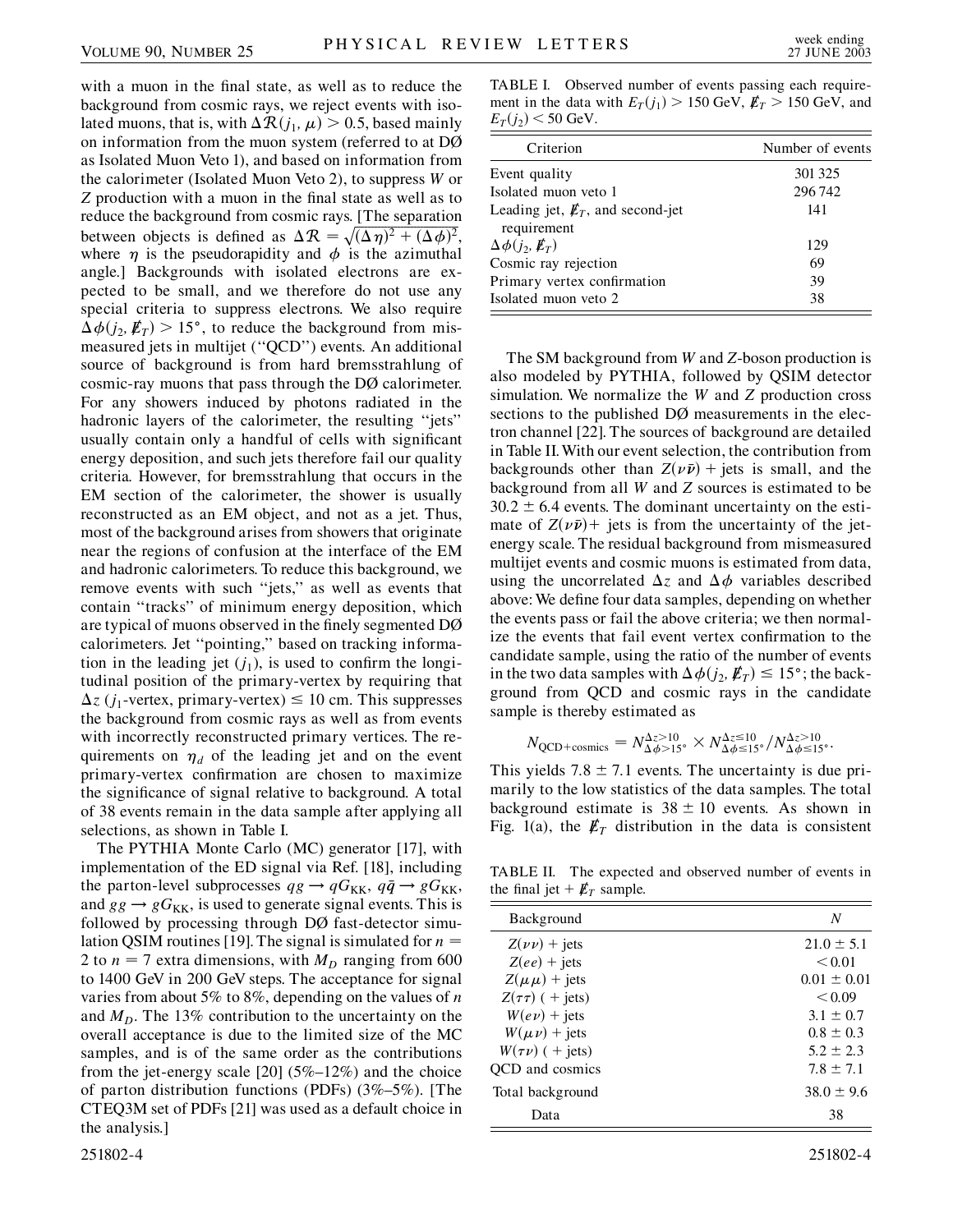with a muon in the final state, as well as to reduce the background from cosmic rays, we reject events with isolated muons, that is, with $\Delta\mathcal{R}(j_1, \mu) > 0.5$, based mainly on information from the muon system (referred to at DØ as Isolated Muon Veto 1), and based on information from the calorimeter (Isolated Muon Veto 2), to suppress $W$ or $Z$ production with a muon in the final state as well as to reduce the background from cosmic rays. [The separation between objects is defined as $\Delta\mathcal{R} = \sqrt{(\Delta\eta)^2 + (\Delta\phi)^2}$, where $\eta$ is the pseudorapidity and $\phi$ is the azimuthal angle.] Backgrounds with isolated electrons are expected to be small, and we therefore do not use any special criteria to suppress electrons. We also require $\Delta\phi(j_2, \not{E}_T) > 15°$, to reduce the background from mismeasured jets in multijet ("QCD") events. An additional source of background is from hard bremsstrahlung of cosmic-ray muons that pass through the DØ calorimeter. For any showers induced by photons radiated in the hadronic layers of the calorimeter, the resulting "jets" usually contain only a handful of cells with significant energy deposition, and such jets therefore fail our quality criteria. However, for bremsstrahlung that occurs in the EM section of the calorimeter, the shower is usually reconstructed as an EM object, and not as a jet. Thus, most of the background arises from showers that originate near the regions of confusion at the interface of the EM and hadronic calorimeters. To reduce this background, we remove events with such "jets," as well as events that contain "tracks" of minimum energy deposition, which are typical of muons observed in the finely segmented DØ calorimeters. Jet "pointing," based on tracking information in the leading jet ($j_1$), is used to confirm the longitudinal position of the primary-vertex by requiring that $\Delta z$ ($j_1$-vertex, primary-vertex) $\leq 10$ cm. This suppresses the background from cosmic rays as well as from events with incorrectly reconstructed primary vertices. The requirements on $\eta_d$ of the leading jet and on the event primary-vertex confirmation are chosen to maximize the significance of signal relative to background. A total of 38 events remain in the data sample after applying all selections, as shown in Table I.

The PYTHIA Monte Carlo (MC) generator [17], with implementation of the ED signal via Ref. [18], including the parton-level subprocesses $qg \to qG_{\rm KK}$, $q\bar{q} \to gG_{\rm KK}$, and $gg \to gG_{\rm KK}$, is used to generate signal events. This is followed by processing through DØ fast-detector simulation QSIM routines [19]. The signal is simulated for $n = 2$ to $n = 7$ extra dimensions, with $M_D$ ranging from 600 to 1400 GeV in 200 GeV steps. The acceptance for signal varies from about 5% to 8%, depending on the values of $n$ and $M_D$. The 13% contribution to the uncertainty on the overall acceptance is due to the limited size of the MC samples, and is of the same order as the contributions from the jet-energy scale [20] (5%–12%) and the choice of parton distribution functions (PDFs) (3%–5%). [The CTEQ3M set of PDFs [21] was used as a default choice in the analysis.]

TABLE I. Observed number of events passing each requirement in the data with $E_T(j_1) > 150$ GeV, $\not{E}_T > 150$ GeV, and $E_T(j_2) < 50$ GeV.

| Criterion | Number of events |
|---|---|
| Event quality | 301 325 |
| Isolated muon veto 1 | 296 742 |
| Leading jet, $\not{E}_T$, and second-jet requirement | 141 |
| $\Delta\phi(j_2, \not{E}_T)$ | 129 |
| Cosmic ray rejection | 69 |
| Primary vertex confirmation | 39 |
| Isolated muon veto 2 | 38 |

The SM background from $W$ and $Z$-boson production is also modeled by PYTHIA, followed by QSIM detector simulation. We normalize the $W$ and $Z$ production cross sections to the published DØ measurements in the electron channel [22]. The sources of background are detailed in Table II. With our event selection, the contribution from backgrounds other than $Z(\nu\bar{\nu})$ + jets is small, and the background from all $W$ and $Z$ sources is estimated to be $30.2 \pm 6.4$ events. The dominant uncertainty on the estimate of $Z(\nu\bar{\nu})+$ jets is from the uncertainty of the jet-energy scale. The residual background from mismeasured multijet events and cosmic muons is estimated from data, using the uncorrelated $\Delta z$ and $\Delta\phi$ variables described above: We define four data samples, depending on whether the events pass or fail the above criteria; we then normalize the events that fail event vertex confirmation to the candidate sample, using the ratio of the number of events in the two data samples with $\Delta\phi(j_2, \not{E}_T) \leq 15°$; the background from QCD and cosmic rays in the candidate sample is thereby estimated as

$$N_{\rm QCD+cosmics} = N^{\Delta z>10}_{\Delta\phi>15°} \times N^{\Delta z\leq 10}_{\Delta\phi\leq 15°} / N^{\Delta z>10}_{\Delta\phi\leq 15°}.$$

This yields $7.8 \pm 7.1$ events. The uncertainty is due primarily to the low statistics of the data samples. The total background estimate is $38 \pm 10$ events. As shown in Fig. 1(a), the $\not{E}_T$ distribution in the data is consistent

TABLE II. The expected and observed number of events in the final jet + $\not{E}_T$ sample.

| Background | $N$ |
|---|---|
| $Z(\nu\nu)$ + jets | $21.0 \pm 5.1$ |
| $Z(ee)$ + jets | $<0.01$ |
| $Z(\mu\mu)$ + jets | $0.01 \pm 0.01$ |
| $Z(\tau\tau)$ ( + jets) | $<0.09$ |
| $W(e\nu)$ + jets | $3.1 \pm 0.7$ |
| $W(\mu\nu)$ + jets | $0.8 \pm 0.3$ |
| $W(\tau\nu)$ ( + jets) | $5.2 \pm 2.3$ |
| QCD and cosmics | $7.8 \pm 7.1$ |
| Total background | $38.0 \pm 9.6$ |
| Data | 38 |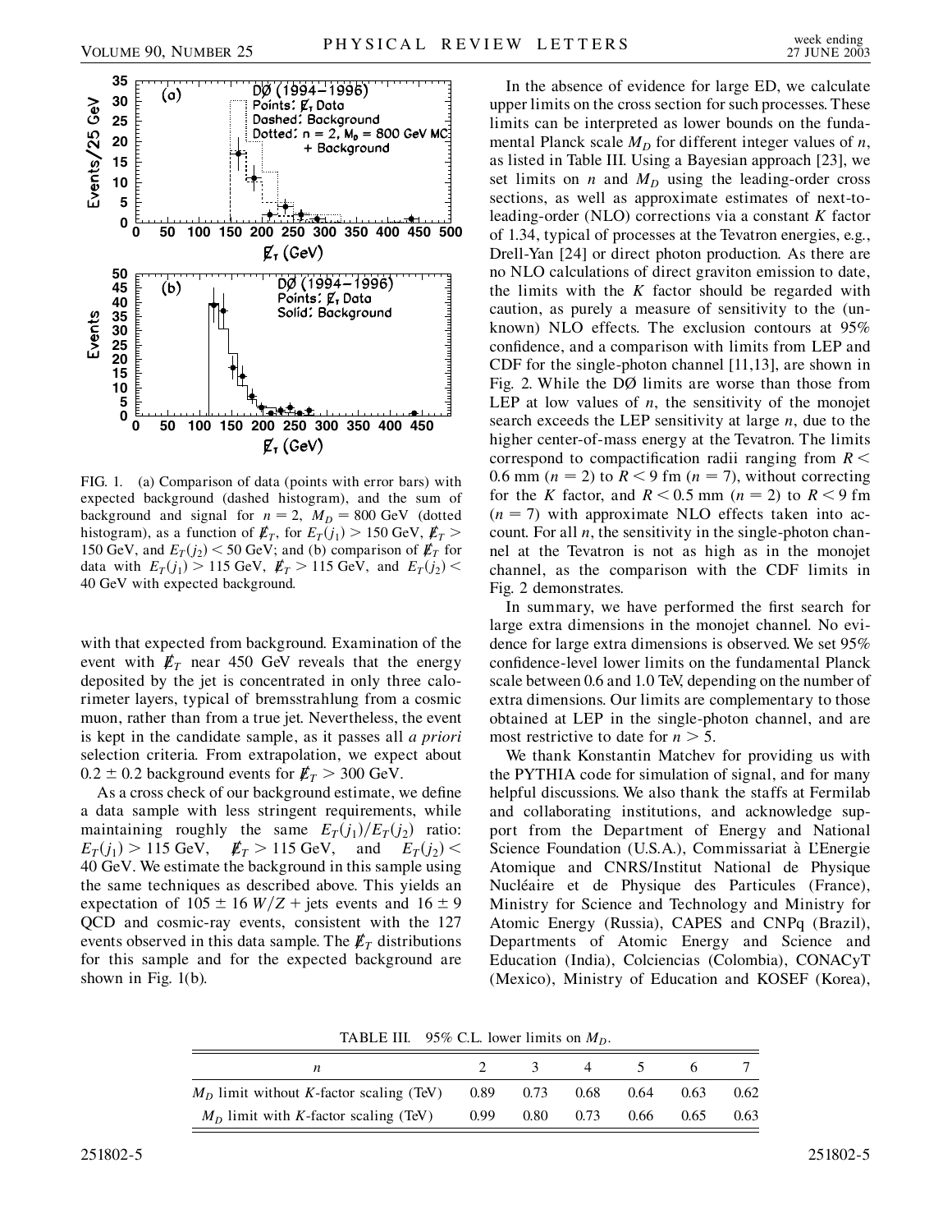(a)
DØ (1994–1996)
Points: $\not{E}_T$ Data
Dashed: Background
Dotted: n = 2, $M_D$ = 800 GeV MC + Background
Events/25 GeV
$\not{E}_T$ (GeV)

(b)
DØ (1994–1996)
Points: $\not{E}_T$ Data
Solid: Background
Events
$\not{E}_T$ (GeV)

FIG. 1. (a) Comparison of data (points with error bars) with expected background (dashed histogram), and the sum of background and signal for $n = 2$, $M_D = 800$ GeV (dotted histogram), as a function of $\not{E}_T$, for $E_T(j_1) > 150$ GeV, $\not{E}_T > 150$ GeV, and $E_T(j_2) < 50$ GeV; and (b) comparison of $\not{E}_T$ for data with $E_T(j_1) > 115$ GeV, $\not{E}_T > 115$ GeV, and $E_T(j_2) < 40$ GeV with expected background.

with that expected from background. Examination of the event with $\not{E}_T$ near 450 GeV reveals that the energy deposited by the jet is concentrated in only three calorimeter layers, typical of bremsstrahlung from a cosmic muon, rather than from a true jet. Nevertheless, the event is kept in the candidate sample, as it passes all *a priori* selection criteria. From extrapolation, we expect about $0.2 \pm 0.2$ background events for $\not{E}_T > 300$ GeV.

As a cross check of our background estimate, we define a data sample with less stringent requirements, while maintaining roughly the same $E_T(j_1)/E_T(j_2)$ ratio: $E_T(j_1) > 115$ GeV, $\not{E}_T > 115$ GeV, and $E_T(j_2) < 40$ GeV. We estimate the background in this sample using the same techniques as described above. This yields an expectation of $105 \pm 16$ $W/Z$ + jets events and $16 \pm 9$ QCD and cosmic-ray events, consistent with the 127 events observed in this data sample. The $\not{E}_T$ distributions for this sample and for the expected background are shown in Fig. 1(b).

In the absence of evidence for large ED, we calculate upper limits on the cross section for such processes. These limits can be interpreted as lower bounds on the fundamental Planck scale $M_D$ for different integer values of $n$, as listed in Table III. Using a Bayesian approach [23], we set limits on $n$ and $M_D$ using the leading-order cross sections, as well as approximate estimates of next-to-leading-order (NLO) corrections via a constant $K$ factor of 1.34, typical of processes at the Tevatron energies, e.g., Drell-Yan [24] or direct photon production. As there are no NLO calculations of direct graviton emission to date, the limits with the $K$ factor should be regarded with caution, as purely a measure of sensitivity to the (unknown) NLO effects. The exclusion contours at 95% confidence, and a comparison with limits from LEP and CDF for the single-photon channel [11,13], are shown in Fig. 2. While the DØ limits are worse than those from LEP at low values of $n$, the sensitivity of the monojet search exceeds the LEP sensitivity at large $n$, due to the higher center-of-mass energy at the Tevatron. The limits correspond to compactification radii ranging from $R < 0.6$ mm ($n = 2$) to $R < 9$ fm ($n = 7$), without correcting for the $K$ factor, and $R < 0.5$ mm ($n = 2$) to $R < 9$ fm ($n = 7$) with approximate NLO effects taken into account. For all $n$, the sensitivity in the single-photon channel at the Tevatron is not as high as in the monojet channel, as the comparison with the CDF limits in Fig. 2 demonstrates.

In summary, we have performed the first search for large extra dimensions in the monojet channel. No evidence for large extra dimensions is observed. We set 95% confidence-level lower limits on the fundamental Planck scale between 0.6 and 1.0 TeV, depending on the number of extra dimensions. Our limits are complementary to those obtained at LEP in the single-photon channel, and are most restrictive to date for $n > 5$.

We thank Konstantin Matchev for providing us with the PYTHIA code for simulation of signal, and for many helpful discussions. We also thank the staffs at Fermilab and collaborating institutions, and acknowledge support from the Department of Energy and National Science Foundation (U.S.A.), Commissariat à L'Energie Atomique and CNRS/Institut National de Physique Nucléaire et de Physique des Particules (France), Ministry for Science and Technology and Ministry for Atomic Energy (Russia), CAPES and CNPq (Brazil), Departments of Atomic Energy and Science and Education (India), Colciencias (Colombia), CONACyT (Mexico), Ministry of Education and KOSEF (Korea),

TABLE III. 95% C.L. lower limits on $M_D$.

| $n$ | 2 | 3 | 4 | 5 | 6 | 7 |
|---|---|---|---|---|---|---|
| $M_D$ limit without $K$-factor scaling (TeV) | 0.89 | 0.73 | 0.68 | 0.64 | 0.63 | 0.62 |
| $M_D$ limit with $K$-factor scaling (TeV) | 0.99 | 0.80 | 0.73 | 0.66 | 0.65 | 0.63 |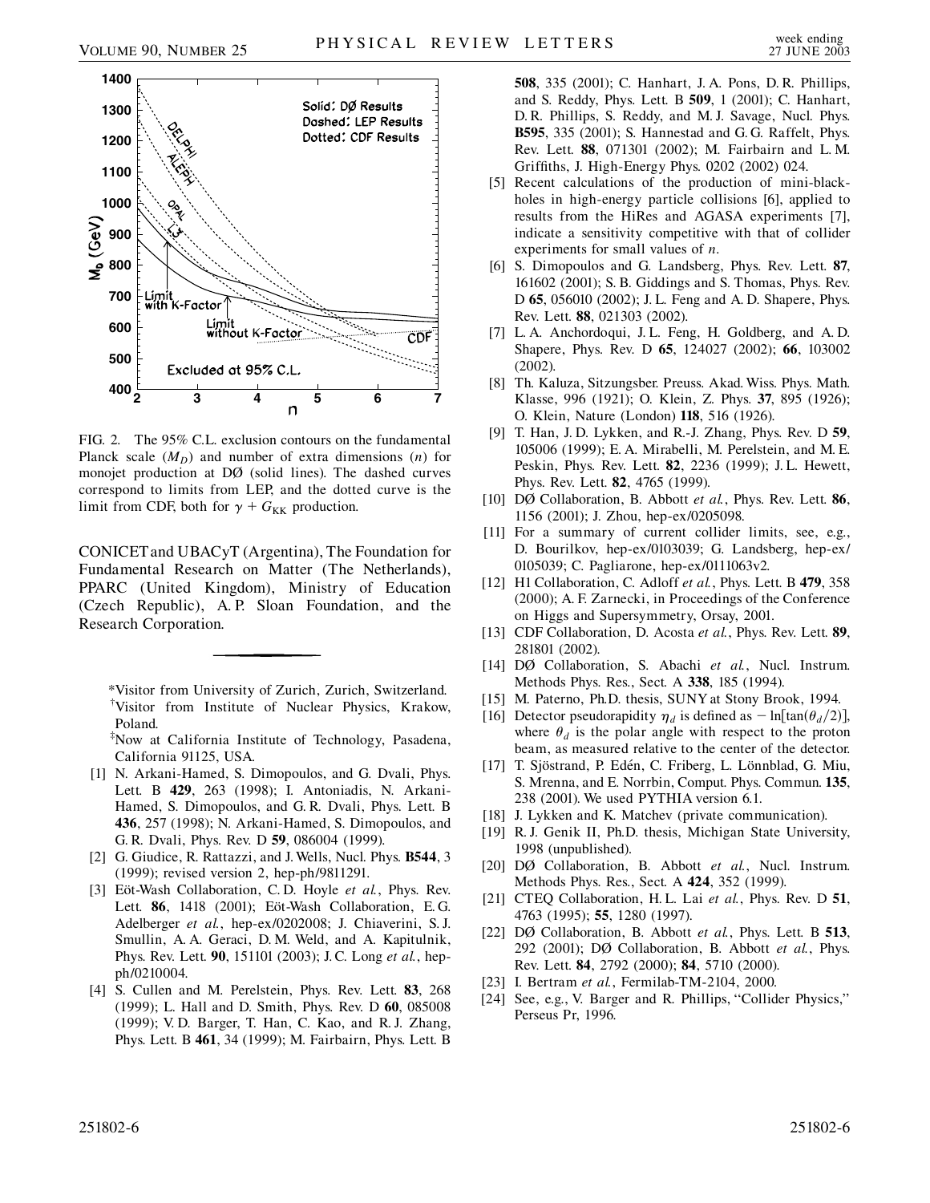1400
1300
1200
1100
1000
900
800
700
600
500
400

$M_D$ (GeV)

2 3 4 5 6 7

n

Solid: DØ Results
Dashed: LEP Results
Dotted: CDF Results

DELPHI
ALEPH
OPAL
L3
Limit with K-Factor
Limit without K-Factor
CDF
Excluded at 95% C.L.

FIG. 2. The 95% C.L. exclusion contours on the fundamental Planck scale ($M_D$) and number of extra dimensions ($n$) for monojet production at DØ (solid lines). The dashed curves correspond to limits from LEP, and the dotted curve is the limit from CDF, both for $\gamma + G_{KK}$ production.

CONICET and UBACyT (Argentina), The Foundation for Fundamental Research on Matter (The Netherlands), PPARC (United Kingdom), Ministry of Education (Czech Republic), A. P. Sloan Foundation, and the Research Corporation.

---

*Visitor from University of Zurich, Zurich, Switzerland.

†Visitor from Institute of Nuclear Physics, Krakow, Poland.

‡Now at California Institute of Technology, Pasadena, California 91125, USA.

[1] N. Arkani-Hamed, S. Dimopoulos, and G. Dvali, Phys. Lett. B **429**, 263 (1998); I. Antoniadis, N. Arkani-Hamed, S. Dimopoulos, and G. R. Dvali, Phys. Lett. B **436**, 257 (1998); N. Arkani-Hamed, S. Dimopoulos, and G. R. Dvali, Phys. Rev. D **59**, 086004 (1999).

[2] G. Giudice, R. Rattazzi, and J. Wells, Nucl. Phys. **B544**, 3 (1999); revised version 2, hep-ph/9811291.

[3] Eöt-Wash Collaboration, C. D. Hoyle *et al.*, Phys. Rev. Lett. **86**, 1418 (2001); Eöt-Wash Collaboration, E. G. Adelberger *et al.*, hep-ex/0202008; J. Chiaverini, S. J. Smullin, A. A. Geraci, D. M. Weld, and A. Kapitulnik, Phys. Rev. Lett. **90**, 151101 (2003); J. C. Long *et al.*, hep-ph/0210004.

[4] S. Cullen and M. Perelstein, Phys. Rev. Lett. **83**, 268 (1999); L. Hall and D. Smith, Phys. Rev. D **60**, 085008 (1999); V. D. Barger, T. Han, C. Kao, and R. J. Zhang, Phys. Lett. B **461**, 34 (1999); M. Fairbairn, Phys. Lett. B **508**, 335 (2001); C. Hanhart, J. A. Pons, D. R. Phillips, and S. Reddy, Phys. Lett. B **509**, 1 (2001); C. Hanhart, D. R. Phillips, S. Reddy, and M. J. Savage, Nucl. Phys. **B595**, 335 (2001); S. Hannestad and G. G. Raffelt, Phys. Rev. Lett. **88**, 071301 (2002); M. Fairbairn and L. M. Griffiths, J. High-Energy Phys. 0202 (2002) 024.

[5] Recent calculations of the production of mini-black-holes in high-energy particle collisions [6], applied to results from the HiRes and AGASA experiments [7], indicate a sensitivity competitive with that of collider experiments for small values of $n$.

[6] S. Dimopoulos and G. Landsberg, Phys. Rev. Lett. **87**, 161602 (2001); S. B. Giddings and S. Thomas, Phys. Rev. D **65**, 056010 (2002); J. L. Feng and A. D. Shapere, Phys. Rev. Lett. **88**, 021303 (2002).

[7] L. A. Anchordoqui, J. L. Feng, H. Goldberg, and A. D. Shapere, Phys. Rev. D **65**, 124027 (2002); **66**, 103002 (2002).

[8] Th. Kaluza, Sitzungsber. Preuss. Akad. Wiss. Phys. Math. Klasse, 996 (1921); O. Klein, Z. Phys. **37**, 895 (1926); O. Klein, Nature (London) **118**, 516 (1926).

[9] T. Han, J. D. Lykken, and R.-J. Zhang, Phys. Rev. D **59**, 105006 (1999); E. A. Mirabelli, M. Perelstein, and M. E. Peskin, Phys. Rev. Lett. **82**, 2236 (1999); J. L. Hewett, Phys. Rev. Lett. **82**, 4765 (1999).

[10] DØ Collaboration, B. Abbott *et al.*, Phys. Rev. Lett. **86**, 1156 (2001); J. Zhou, hep-ex/0205098.

[11] For a summary of current collider limits, see, e.g., D. Bourilkov, hep-ex/0103039; G. Landsberg, hep-ex/0105039; C. Pagliarone, hep-ex/0111063v2.

[12] H1 Collaboration, C. Adloff *et al.*, Phys. Lett. B **479**, 358 (2000); A. F. Zarnecki, in Proceedings of the Conference on Higgs and Supersymmetry, Orsay, 2001.

[13] CDF Collaboration, D. Acosta *et al.*, Phys. Rev. Lett. **89**, 281801 (2002).

[14] DØ Collaboration, S. Abachi *et al.*, Nucl. Instrum. Methods Phys. Res., Sect. A **338**, 185 (1994).

[15] M. Paterno, Ph.D. thesis, SUNY at Stony Brook, 1994.

[16] Detector pseudorapidity $\eta_d$ is defined as $-\ln[\tan(\theta_d/2)]$, where $\theta_d$ is the polar angle with respect to the proton beam, as measured relative to the center of the detector.

[17] T. Sjöstrand, P. Edén, C. Friberg, L. Lönnblad, G. Miu, S. Mrenna, and E. Norrbin, Comput. Phys. Commun. **135**, 238 (2001). We used PYTHIA version 6.1.

[18] J. Lykken and K. Matchev (private communication).

[19] R. J. Genik II, Ph.D. thesis, Michigan State University, 1998 (unpublished).

[20] DØ Collaboration, B. Abbott *et al.*, Nucl. Instrum. Methods Phys. Res., Sect. A **424**, 352 (1999).

[21] CTEQ Collaboration, H. L. Lai *et al.*, Phys. Rev. D **51**, 4763 (1995); **55**, 1280 (1997).

[22] DØ Collaboration, B. Abbott *et al.*, Phys. Lett. B **513**, 292 (2001); DØ Collaboration, B. Abbott *et al.*, Phys. Rev. Lett. **84**, 2792 (2000); **84**, 5710 (2000).

[23] I. Bertram *et al.*, Fermilab-TM-2104, 2000.

[24] See, e.g., V. Barger and R. Phillips, "Collider Physics," Perseus Pr, 1996.